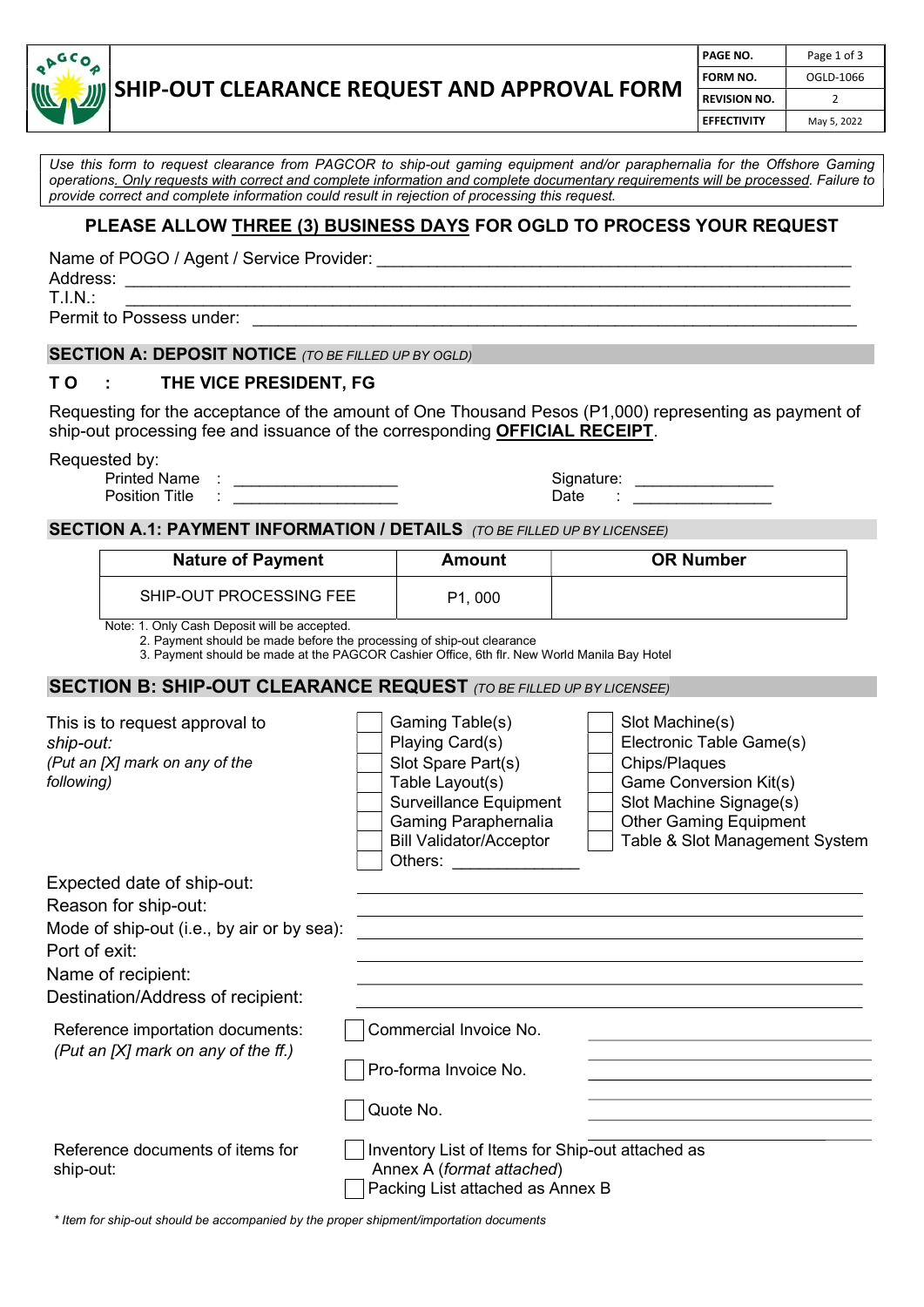# SHIP-OUT CLEARANCE REQUEST AND APPROVAL FORM

| PAGE NO. | Page 1 of 3 |
|---|---|
| FORM NO. | OGLD-1066 |
| REVISION NO. | 2 |
| EFFECTIVITY | May 5, 2022 |

*Use this form to request clearance from PAGCOR to ship-out gaming equipment and/or paraphernalia for the Offshore Gaming operations. Only requests with correct and complete information and complete documentary requirements will be processed. Failure to provide correct and complete information could result in rejection of processing this request.*

**PLEASE ALLOW THREE (3) BUSINESS DAYS FOR OGLD TO PROCESS YOUR REQUEST**

Name of POGO / Agent / Service Provider: ______________________________

Address: ______________________________

T.I.N.: ______________________________

Permit to Possess under: ______________________________

## SECTION A: DEPOSIT NOTICE *(TO BE FILLED UP BY OGLD)*

**T O : THE VICE PRESIDENT, FG**

Requesting for the acceptance of the amount of One Thousand Pesos (P1,000) representing as payment of ship-out processing fee and issuance of the corresponding **OFFICIAL RECEIPT**.

Requested by:

Printed Name : ___________________ Signature: ________________

Position Title : ___________________ Date : ________________

## SECTION A.1: PAYMENT INFORMATION / DETAILS *(TO BE FILLED UP BY LICENSEE)*

| Nature of Payment | Amount | OR Number |
|---|---|---|
| SHIP-OUT PROCESSING FEE | P1, 000 | |

Note: 1. Only Cash Deposit will be accepted.
2. Payment should be made before the processing of ship-out clearance
3. Payment should be made at the PAGCOR Cashier Office, 6th flr. New World Manila Bay Hotel

## SECTION B: SHIP-OUT CLEARANCE REQUEST *(TO BE FILLED UP BY LICENSEE)*

This is to request approval to *ship-out:*
*(Put an [X] mark on any of the following)*

- [ ] Gaming Table(s)
- [ ] Playing Card(s)
- [ ] Slot Spare Part(s)
- [ ] Table Layout(s)
- [ ] Surveillance Equipment
- [ ] Gaming Paraphernalia
- [ ] Bill Validator/Acceptor
- [ ] Others: ______________
- [ ] Slot Machine(s)
- [ ] Electronic Table Game(s)
- [ ] Chips/Plaques
- [ ] Game Conversion Kit(s)
- [ ] Slot Machine Signage(s)
- [ ] Other Gaming Equipment
- [ ] Table & Slot Management System

Expected date of ship-out: ______________________________

Reason for ship-out: ______________________________

Mode of ship-out (i.e., by air or by sea): ______________________________

Port of exit: ______________________________

Name of recipient: ______________________________

Destination/Address of recipient: ______________________________

Reference importation documents:
*(Put an [X] mark on any of the ff.)*

- [ ] Commercial Invoice No. ______________________________
- [ ] Pro-forma Invoice No. ______________________________
- [ ] Quote No. ______________________________

Reference documents of items for ship-out:

- [ ] Inventory List of Items for Ship-out attached as Annex A (*format attached*)
- [ ] Packing List attached as Annex B

*\* Item for ship-out should be accompanied by the proper shipment/importation documents*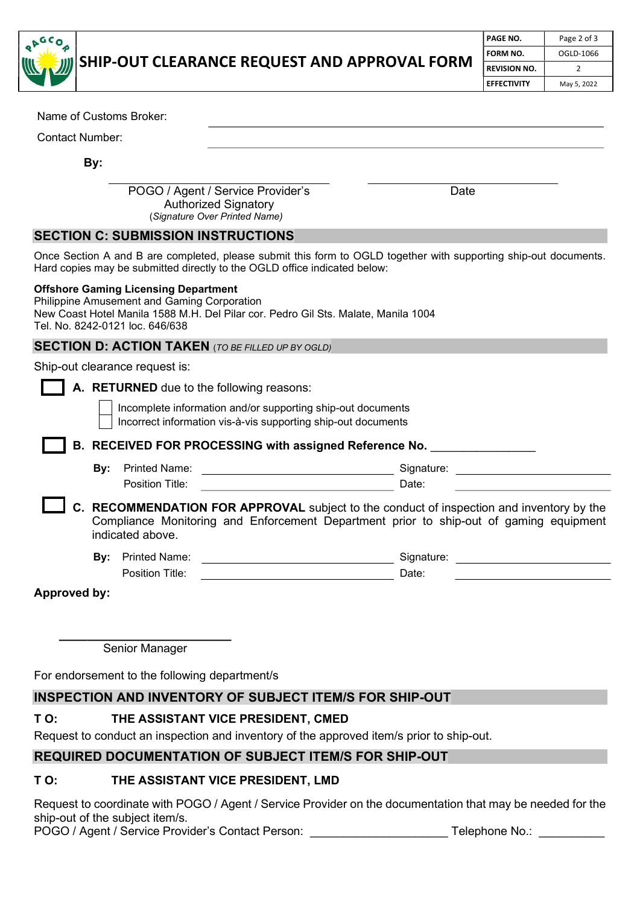Name of Customs Broker: ______________________________

Contact Number: ______________________________

**By:**

______________________________ POGO / Agent / Service Provider's Authorized Signatory (*Signature Over Printed Name*)

______________________________ Date

## SECTION C: SUBMISSION INSTRUCTIONS

Once Section A and B are completed, please submit this form to OGLD together with supporting ship-out documents. Hard copies may be submitted directly to the OGLD office indicated below:

**Offshore Gaming Licensing Department**
Philippine Amusement and Gaming Corporation
New Coast Hotel Manila 1588 M.H. Del Pilar cor. Pedro Gil Sts. Malate, Manila 1004
Tel. No. 8242-0121 loc. 646/638

## SECTION D: ACTION TAKEN (*TO BE FILLED UP BY OGLD*)

Ship-out clearance request is:

☐ **A. RETURNED** due to the following reasons:

- ☐ Incomplete information and/or supporting ship-out documents
- ☐ Incorrect information vis-à-vis supporting ship-out documents

☐ **B. RECEIVED FOR PROCESSING with assigned Reference No.** ________________

**By:** Printed Name: ______________________________ Signature: ______________________
Position Title: ______________________________ Date: ______________________

☐ **C. RECOMMENDATION FOR APPROVAL** subject to the conduct of inspection and inventory by the Compliance Monitoring and Enforcement Department prior to ship-out of gaming equipment indicated above.

**By:** Printed Name: ______________________________ Signature: ______________________
Position Title: ______________________________ Date: ______________________

**Approved by:**

______________________________
Senior Manager

For endorsement to the following department/s

## INSPECTION AND INVENTORY OF SUBJECT ITEM/S FOR SHIP-OUT

**T O: THE ASSISTANT VICE PRESIDENT, CMED**

Request to conduct an inspection and inventory of the approved item/s prior to ship-out.

## REQUIRED DOCUMENTATION OF SUBJECT ITEM/S FOR SHIP-OUT

**T O: THE ASSISTANT VICE PRESIDENT, LMD**

Request to coordinate with POGO / Agent / Service Provider on the documentation that may be needed for the ship-out of the subject item/s.

POGO / Agent / Service Provider's Contact Person: _____________________ Telephone No.: __________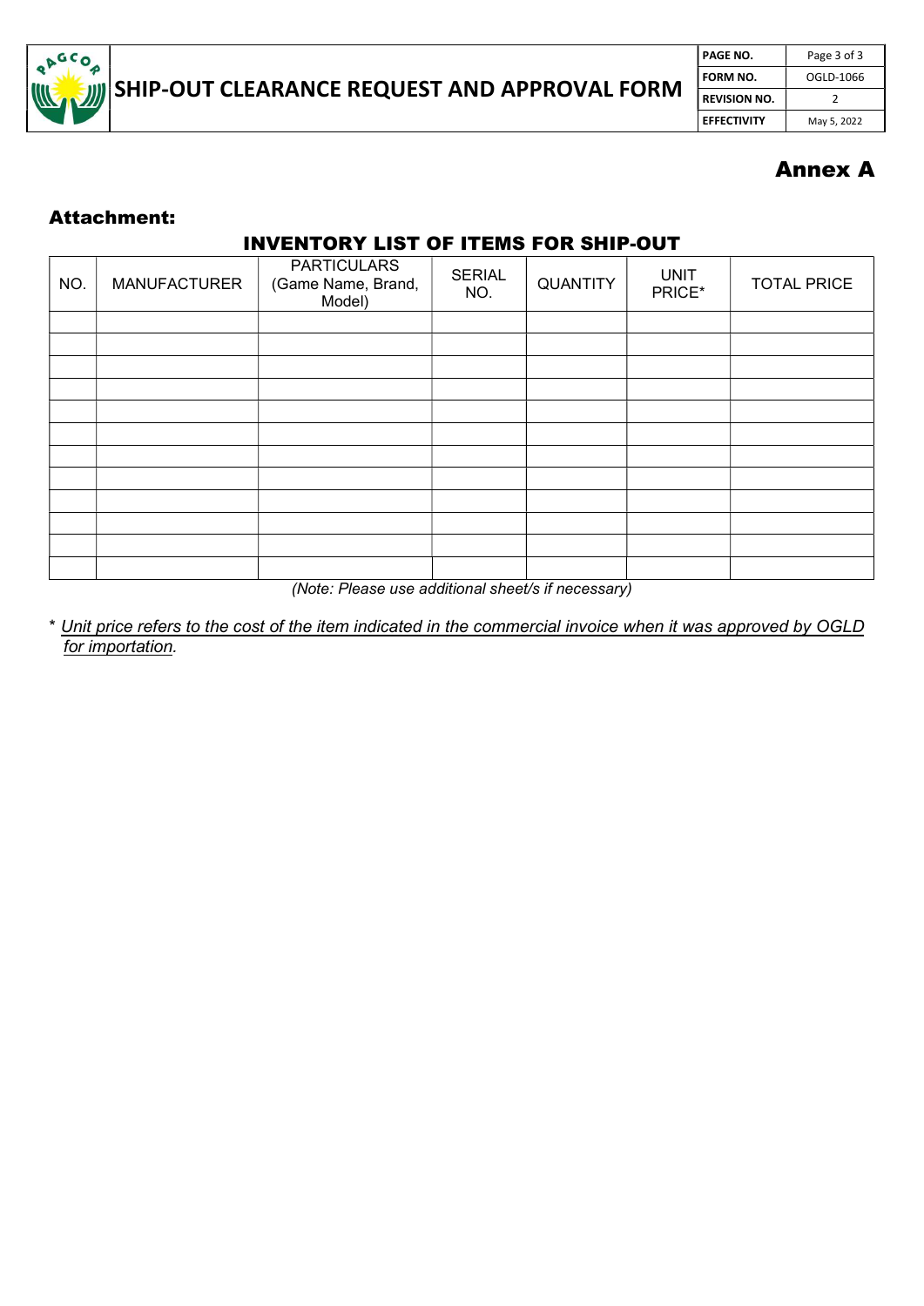# Annex A

## Attachment:

### INVENTORY LIST OF ITEMS FOR SHIP-OUT

| NO. | MANUFACTURER | PARTICULARS (Game Name, Brand, Model) | SERIAL NO. | QUANTITY | UNIT PRICE* | TOTAL PRICE |
|---|---|---|---|---|---|---|
| | | | | | | |
| | | | | | | |
| | | | | | | |
| | | | | | | |
| | | | | | | |
| | | | | | | |
| | | | | | | |
| | | | | | | |
| | | | | | | |
| | | | | | | |
| | | | | | | |
| | | | | | | |

*(Note: Please use additional sheet/s if necessary)*

\* *Unit price refers to the cost of the item indicated in the commercial invoice when it was approved by OGLD for importation.*